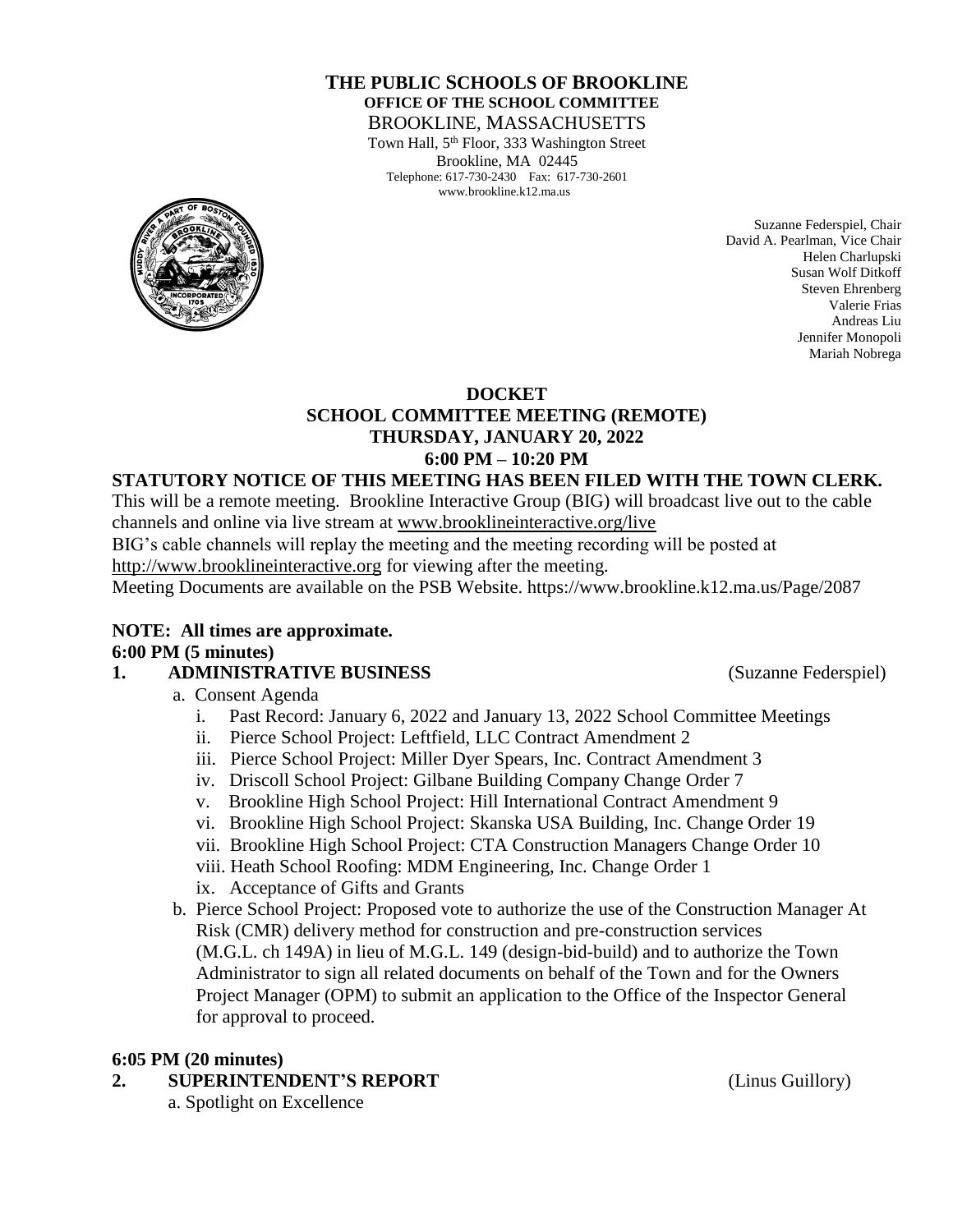# THE PUBLIC SCHOOLS OF BROOKLINE

**OFFICE OF THE SCHOOL COMMITTEE**

BROOKLINE, MASSACHUSETTS

Town Hall, 5th Floor, 333 Washington Street
Brookline, MA 02445
Telephone: 617-730-2430 Fax: 617-730-2601
www.brookline.k12.ma.us

Suzanne Federspiel, Chair
David A. Pearlman, Vice Chair
Helen Charlupski
Susan Wolf Ditkoff
Steven Ehrenberg
Valerie Frias
Andreas Liu
Jennifer Monopoli
Mariah Nobrega

## DOCKET
## SCHOOL COMMITTEE MEETING (REMOTE)
## THURSDAY, JANUARY 20, 2022
## 6:00 PM – 10:20 PM

**STATUTORY NOTICE OF THIS MEETING HAS BEEN FILED WITH THE TOWN CLERK.**

This will be a remote meeting. Brookline Interactive Group (BIG) will broadcast live out to the cable channels and online via live stream at www.brooklineinteractive.org/live

BIG's cable channels will replay the meeting and the meeting recording will be posted at http://www.brooklineinteractive.org for viewing after the meeting.

Meeting Documents are available on the PSB Website. https://www.brookline.k12.ma.us/Page/2087

**NOTE: All times are approximate.**

**6:00 PM (5 minutes)**

**1. ADMINISTRATIVE BUSINESS** (Suzanne Federspiel)

a. Consent Agenda
   i. Past Record: January 6, 2022 and January 13, 2022 School Committee Meetings
   ii. Pierce School Project: Leftfield, LLC Contract Amendment 2
   iii. Pierce School Project: Miller Dyer Spears, Inc. Contract Amendment 3
   iv. Driscoll School Project: Gilbane Building Company Change Order 7
   v. Brookline High School Project: Hill International Contract Amendment 9
   vi. Brookline High School Project: Skanska USA Building, Inc. Change Order 19
   vii. Brookline High School Project: CTA Construction Managers Change Order 10
   viii. Heath School Roofing: MDM Engineering, Inc. Change Order 1
   ix. Acceptance of Gifts and Grants

b. Pierce School Project: Proposed vote to authorize the use of the Construction Manager At Risk (CMR) delivery method for construction and pre-construction services (M.G.L. ch 149A) in lieu of M.G.L. 149 (design-bid-build) and to authorize the Town Administrator to sign all related documents on behalf of the Town and for the Owners Project Manager (OPM) to submit an application to the Office of the Inspector General for approval to proceed.

**6:05 PM (20 minutes)**

**2. SUPERINTENDENT'S REPORT** (Linus Guillory)

a. Spotlight on Excellence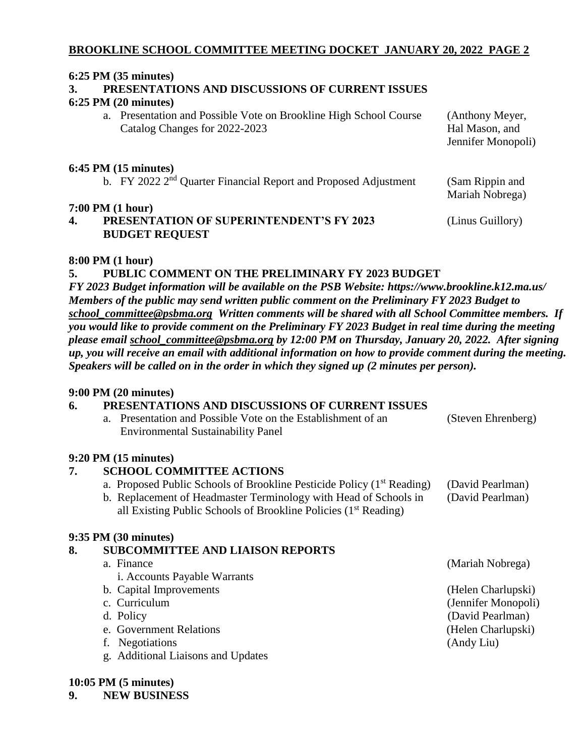**6:25 PM (35 minutes)**

**3. PRESENTATIONS AND DISCUSSIONS OF CURRENT ISSUES**

**6:25 PM (20 minutes)**

a. Presentation and Possible Vote on Brookline High School Course Catalog Changes for 2022-2023 (Anthony Meyer, Hal Mason, and Jennifer Monopoli)

**6:45 PM (15 minutes)**

b. FY 2022 2nd Quarter Financial Report and Proposed Adjustment (Sam Rippin and Mariah Nobrega)

**7:00 PM (1 hour)**

**4. PRESENTATION OF SUPERINTENDENT'S FY 2023 BUDGET REQUEST** (Linus Guillory)

**8:00 PM (1 hour)**

**5. PUBLIC COMMENT ON THE PRELIMINARY FY 2023 BUDGET**

***FY 2023 Budget information will be available on the PSB Website: https://www.brookline.k12.ma.us/ Members of the public may send written public comment on the Preliminary FY 2023 Budget to school_committee@psbma.org Written comments will be shared with all School Committee members. If you would like to provide comment on the Preliminary FY 2023 Budget in real time during the meeting please email school_committee@psbma.org by 12:00 PM on Thursday, January 20, 2022. After signing up, you will receive an email with additional information on how to provide comment during the meeting. Speakers will be called on in the order in which they signed up (2 minutes per person).***

**9:00 PM (20 minutes)**

**6. PRESENTATIONS AND DISCUSSIONS OF CURRENT ISSUES**

a. Presentation and Possible Vote on the Establishment of an Environmental Sustainability Panel (Steven Ehrenberg)

**9:20 PM (15 minutes)**

**7. SCHOOL COMMITTEE ACTIONS**

a. Proposed Public Schools of Brookline Pesticide Policy (1st Reading) (David Pearlman)

b. Replacement of Headmaster Terminology with Head of Schools in all Existing Public Schools of Brookline Policies (1st Reading) (David Pearlman)

**9:35 PM (30 minutes)**

**8. SUBCOMMITTEE AND LIAISON REPORTS**

a. Finance (Mariah Nobrega)
   i. Accounts Payable Warrants

b. Capital Improvements (Helen Charlupski)

c. Curriculum (Jennifer Monopoli)

d. Policy (David Pearlman)

e. Government Relations (Helen Charlupski)

f. Negotiations (Andy Liu)

g. Additional Liaisons and Updates

**10:05 PM (5 minutes)**

**9. NEW BUSINESS**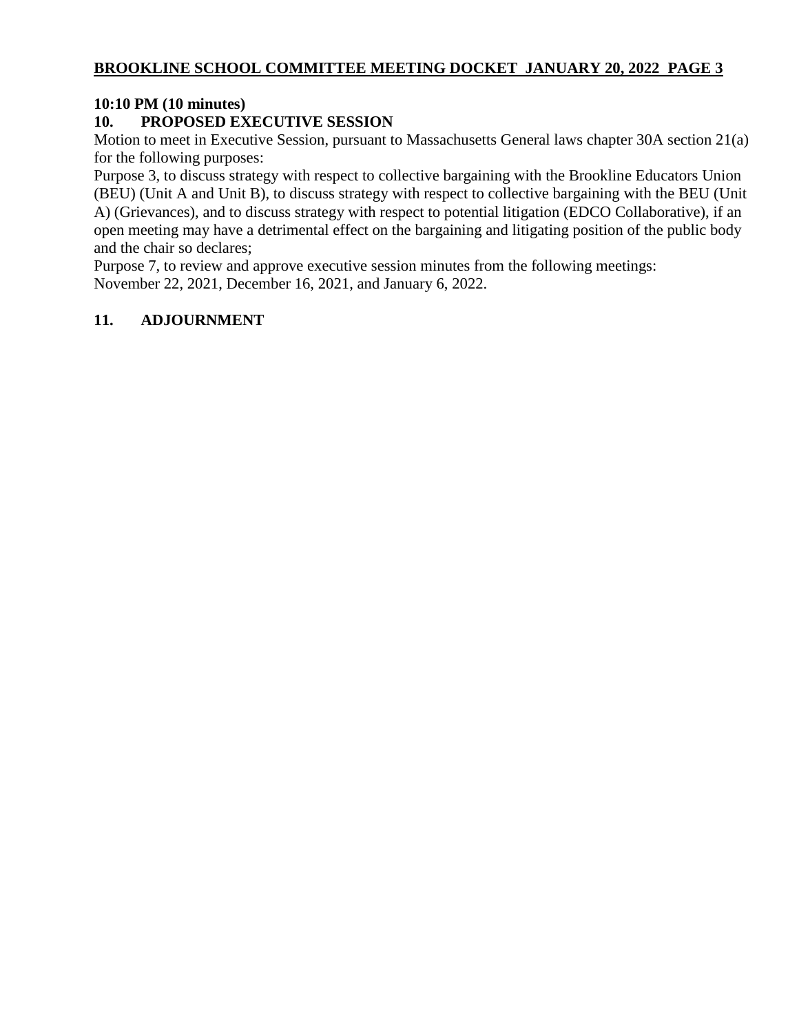**10:10 PM (10 minutes)**

## 10. PROPOSED EXECUTIVE SESSION

Motion to meet in Executive Session, pursuant to Massachusetts General laws chapter 30A section 21(a) for the following purposes:

Purpose 3, to discuss strategy with respect to collective bargaining with the Brookline Educators Union (BEU) (Unit A and Unit B), to discuss strategy with respect to collective bargaining with the BEU (Unit A) (Grievances), and to discuss strategy with respect to potential litigation (EDCO Collaborative), if an open meeting may have a detrimental effect on the bargaining and litigating position of the public body and the chair so declares;

Purpose 7, to review and approve executive session minutes from the following meetings: November 22, 2021, December 16, 2021, and January 6, 2022.

## 11. ADJOURNMENT